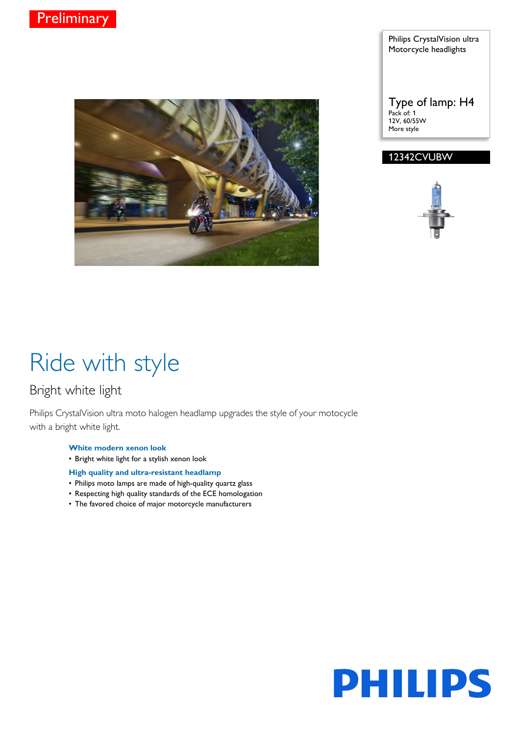Preliminary

Philips CrystalVision ultra
Motorcycle headlights

Type of lamp: H4
Pack of: 1
12V, 60/55W
More style

12342CVUBW

# Ride with style

## Bright white light

Philips CrystalVision ultra moto halogen headlamp upgrades the style of your motocycle with a bright white light.

**White modern xenon look**

- Bright white light for a stylish xenon look

**High quality and ultra-resistant headlamp**

- Philips moto lamps are made of high-quality quartz glass
- Respecting high quality standards of the ECE homologation
- The favored choice of major motorcycle manufacturers

PHILIPS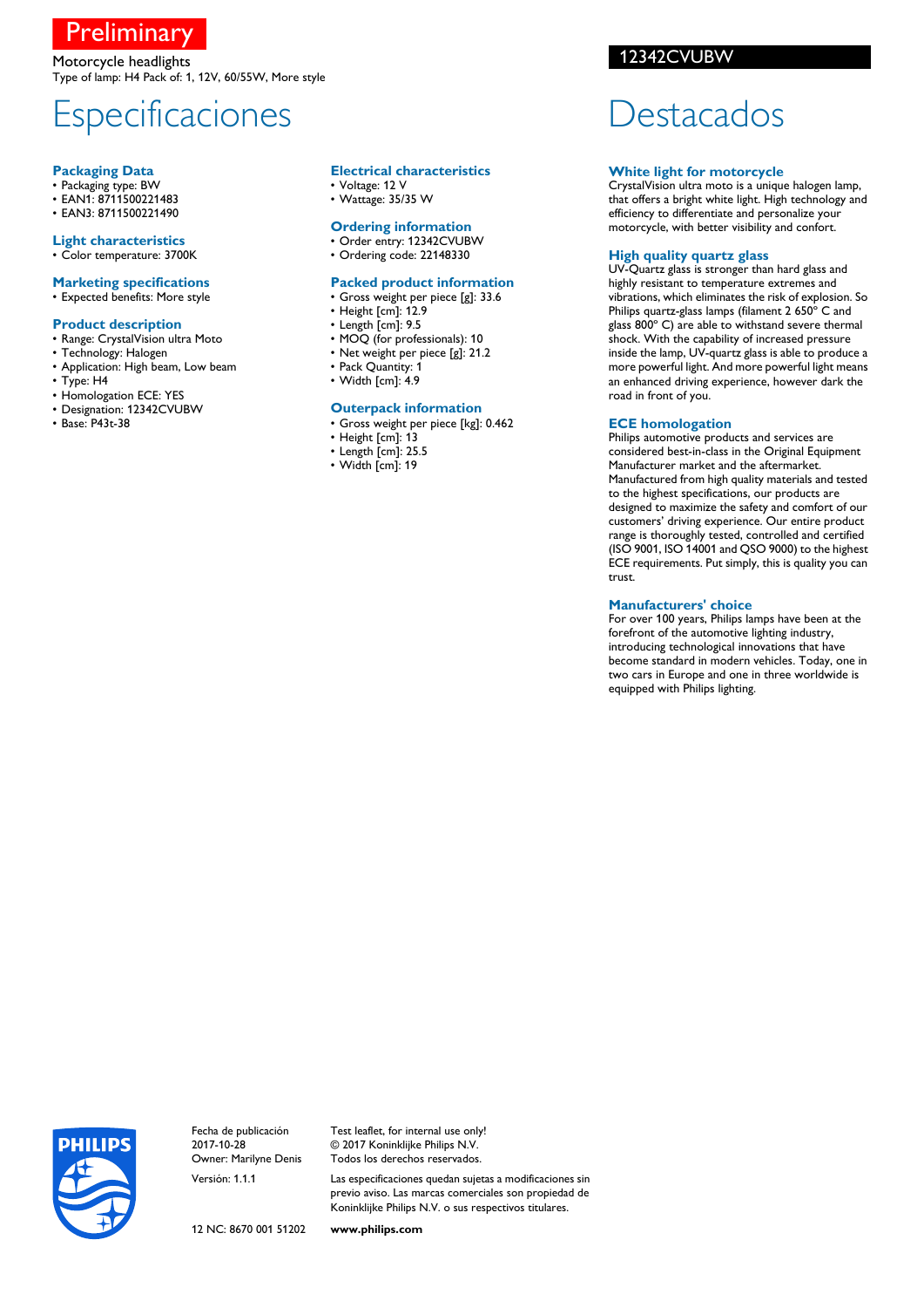Preliminary

Motorcycle headlights
Type of lamp: H4 Pack of: 1, 12V, 60/55W, More style

12342CVUBW

# Especificaciones

### Packaging Data
- Packaging type: BW
- EAN1: 8711500221483
- EAN3: 8711500221490

### Light characteristics
- Color temperature: 3700K

### Marketing specifications
- Expected benefits: More style

### Product description
- Range: CrystalVision ultra Moto
- Technology: Halogen
- Application: High beam, Low beam
- Type: H4
- Homologation ECE: YES
- Designation: 12342CVUBW
- Base: P43t-38

### Electrical characteristics
- Voltage: 12 V
- Wattage: 35/35 W

### Ordering information
- Order entry: 12342CVUBW
- Ordering code: 22148330

### Packed product information
- Gross weight per piece [g]: 33.6
- Height [cm]: 12.9
- Length [cm]: 9.5
- MOQ (for professionals): 10
- Net weight per piece [g]: 21.2
- Pack Quantity: 1
- Width [cm]: 4.9

### Outerpack information
- Gross weight per piece [kg]: 0.462
- Height [cm]: 13
- Length [cm]: 25.5
- Width [cm]: 19

# Destacados

### White light for motorcycle
CrystalVision ultra moto is a unique halogen lamp, that offers a bright white light. High technology and efficiency to differentiate and personalize your motorcycle, with better visibility and confort.

### High quality quartz glass
UV-Quartz glass is stronger than hard glass and highly resistant to temperature extremes and vibrations, which eliminates the risk of explosion. So Philips quartz-glass lamps (filament 2 650° C and glass 800° C) are able to withstand severe thermal shock. With the capability of increased pressure inside the lamp, UV-quartz glass is able to produce a more powerful light. And more powerful light means an enhanced driving experience, however dark the road in front of you.

### ECE homologation
Philips automotive products and services are considered best-in-class in the Original Equipment Manufacturer market and the aftermarket. Manufactured from high quality materials and tested to the highest specifications, our products are designed to maximize the safety and comfort of our customers' driving experience. Our entire product range is thoroughly tested, controlled and certified (ISO 9001, ISO 14001 and QSO 9000) to the highest ECE requirements. Put simply, this is quality you can trust.

### Manufacturers' choice
For over 100 years, Philips lamps have been at the forefront of the automotive lighting industry, introducing technological innovations that have become standard in modern vehicles. Today, one in two cars in Europe and one in three worldwide is equipped with Philips lighting.

Fecha de publicación
2017-10-28
Owner: Marilyne Denis

Versión: 1.1.1

12 NC: 8670 001 51202

Test leaflet, for internal use only!
© 2017 Koninklijke Philips N.V.
Todos los derechos reservados.

Las especificaciones quedan sujetas a modificaciones sin previo aviso. Las marcas comerciales son propiedad de Koninklijke Philips N.V. o sus respectivos titulares.

**www.philips.com**